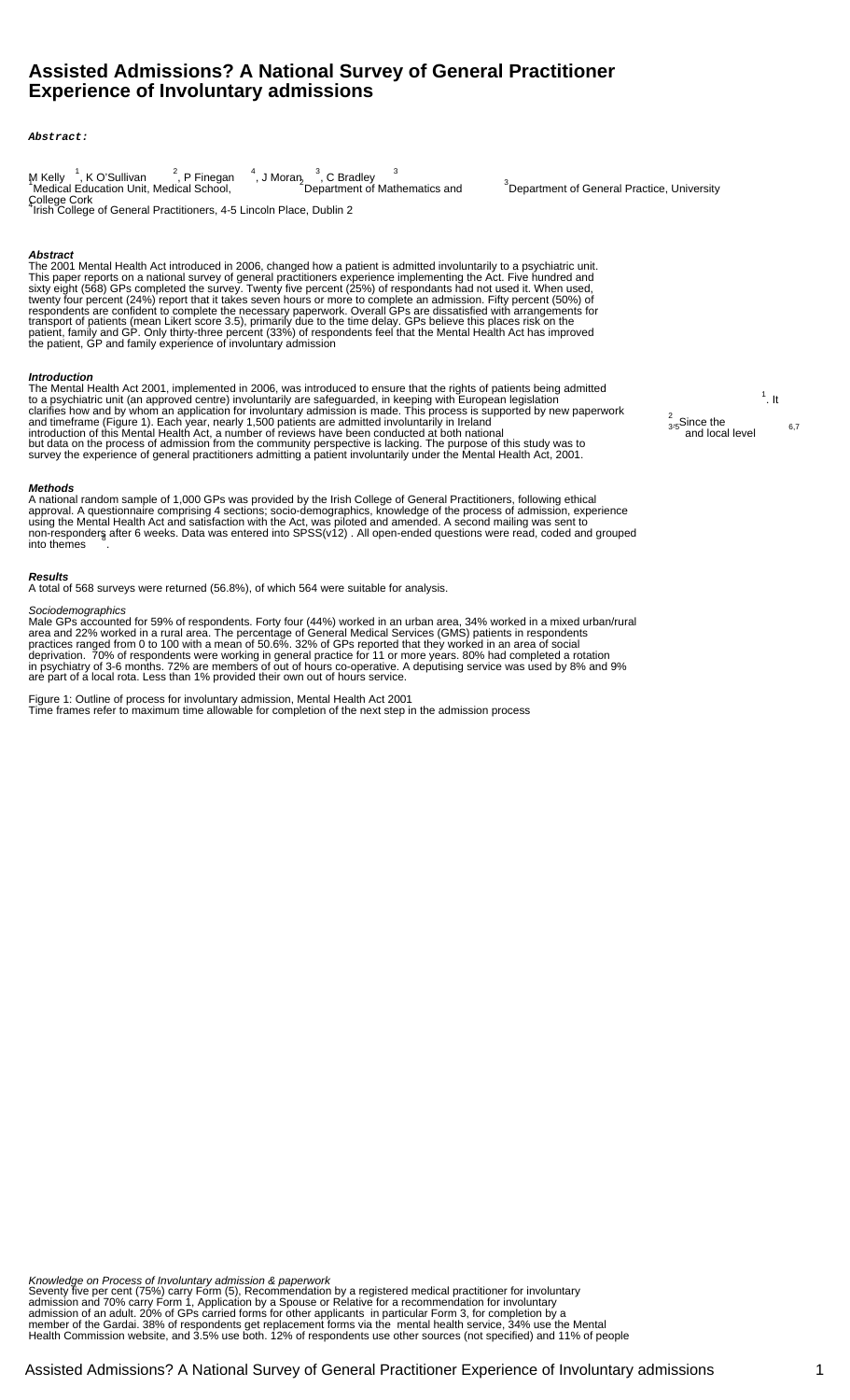# Assisted Admissions? A National Survey of General Practitioner Experience of Involuntary admissions

***Abstract:***

M Kelly [1], K O'Sullivan [2], P Finegan [4], J Moran [3], C Bradley [3]
[1]Medical Education Unit, Medical School, [2]Department of Mathematics and [3]Department of General Practice, University College Cork
[4]Irish College of General Practitioners, 4-5 Lincoln Place, Dublin 2

***Abstract***

The 2001 Mental Health Act introduced in 2006, changed how a patient is admitted involuntarily to a psychiatric unit. This paper reports on a national survey of general practitioners experience implementing the Act. Five hundred and sixty eight (568) GPs completed the survey. Twenty five percent (25%) of respondants had not used it. When used, twenty four percent (24%) report that it takes seven hours or more to complete an admission. Fifty percent (50%) of respondents are confident to complete the necessary paperwork. Overall GPs are dissatisfied with arrangements for transport of patients (mean Likert score 3.5), primarily due to the time delay. GPs believe this places risk on the patient, family and GP. Only thirty-three percent (33%) of respondents feel that the Mental Health Act has improved the patient, GP and family experience of involuntary admission

***Introduction***

The Mental Health Act 2001, implemented in 2006, was introduced to ensure that the rights of patients being admitted to a psychiatric unit (an approved centre) involuntarily are safeguarded, in keeping with European legislation [1]. It clarifies how and by whom an application for involuntary admission is made. This process is supported by new paperwork and timeframe (Figure 1). Each year, nearly 1,500 patients are admitted involuntarily in Ireland [2]. Since the introduction of this Mental Health Act, a number of reviews have been conducted at both national [3-5] and local level [6,7] but data on the process of admission from the community perspective is lacking. The purpose of this study was to survey the experience of general practitioners admitting a patient involuntarily under the Mental Health Act, 2001.

***Methods***

A national random sample of 1,000 GPs was provided by the Irish College of General Practitioners, following ethical approval. A questionnaire comprising 4 sections; socio-demographics, knowledge of the process of admission, experience using the Mental Health Act and satisfaction with the Act, was piloted and amended. A second mailing was sent to non-responders after 6 weeks. Data was entered into SPSS(v12) . All open-ended questions were read, coded and grouped into themes [8].

***Results***

A total of 568 surveys were returned (56.8%), of which 564 were suitable for analysis.

*Sociodemographics*

Male GPs accounted for 59% of respondents. Forty four (44%) worked in an urban area, 34% worked in a mixed urban/rural area and 22% worked in a rural area. The percentage of General Medical Services (GMS) patients in respondents practices ranged from 0 to 100 with a mean of 50.6%. 32% of GPs reported that they worked in an area of social deprivation. 70% of respondents were working in general practice for 11 or more years. 80% had completed a rotation in psychiatry of 3-6 months. 72% are members of out of hours co-operative. A deputising service was used by 8% and 9% are part of a local rota. Less than 1% provided their own out of hours service.

Figure 1: Outline of process for involuntary admission, Mental Health Act 2001
Time frames refer to maximum time allowable for completion of the next step in the admission process

*Knowledge on Process of Involuntary admission & paperwork*

Seventy five per cent (75%) carry Form (5), Recommendation by a registered medical practitioner for involuntary admission and 70% carry Form 1, Application by a Spouse or Relative for a recommendation for involuntary admission of an adult. 20% of GPs carried forms for other applicants in particular Form 3, for completion by a member of the Gardai. 38% of respondents get replacement forms via the mental health service, 34% use the Mental Health Commission website, and 3.5% use both. 12% of respondents use other sources (not specified) and 11% of people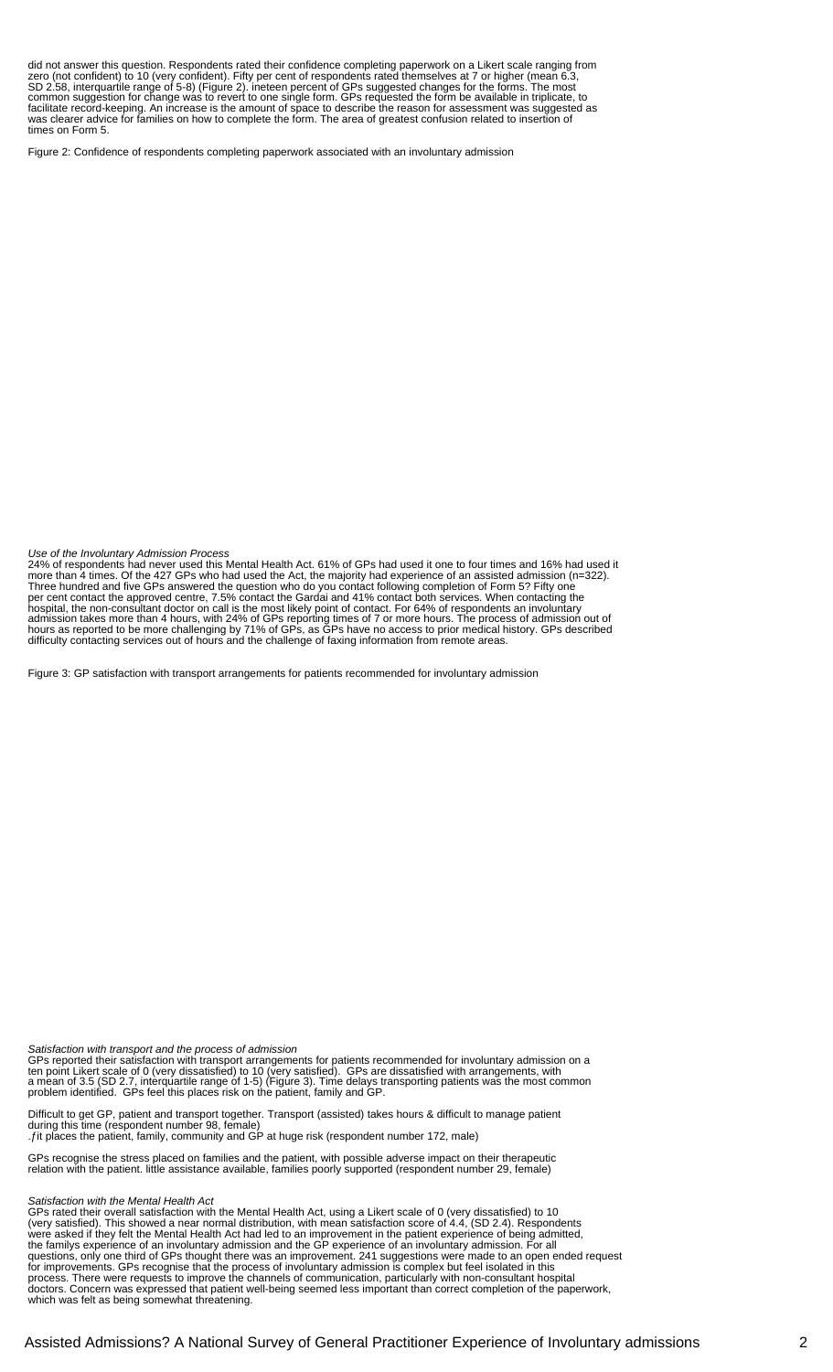did not answer this question. Respondents rated their confidence completing paperwork on a Likert scale ranging from zero (not confident) to 10 (very confident). Fifty per cent of respondents rated themselves at 7 or higher (mean 6.3, SD 2.58, interquartile range of 5-8) (Figure 2). ineteen percent of GPs suggested changes for the forms. The most common suggestion for change was to revert to one single form. GPs requested the form be available in triplicate, to facilitate record-keeping. An increase is the amount of space to describe the reason for assessment was suggested as was clearer advice for families on how to complete the form. The area of greatest confusion related to insertion of times on Form 5.

Figure 2: Confidence of respondents completing paperwork associated with an involuntary admission

*Use of the Involuntary Admission Process*

24% of respondents had never used this Mental Health Act. 61% of GPs had used it one to four times and 16% had used it more than 4 times. Of the 427 GPs who had used the Act, the majority had experience of an assisted admission (n=322). Three hundred and five GPs answered the question who do you contact following completion of Form 5? Fifty one per cent contact the approved centre, 7.5% contact the Gardai and 41% contact both services. When contacting the hospital, the non-consultant doctor on call is the most likely point of contact. For 64% of respondents an involuntary admission takes more than 4 hours, with 24% of GPs reporting times of 7 or more hours. The process of admission out of hours as reported to be more challenging by 71% of GPs, as GPs have no access to prior medical history. GPs described difficulty contacting services out of hours and the challenge of faxing information from remote areas.

Figure 3: GP satisfaction with transport arrangements for patients recommended for involuntary admission

*Satisfaction with transport and the process of admission*

GPs reported their satisfaction with transport arrangements for patients recommended for involuntary admission on a ten point Likert scale of 0 (very dissatisfied) to 10 (very satisfied). GPs are dissatisfied with arrangements, with a mean of 3.5 (SD 2.7, interquartile range of 1-5) (Figure 3). Time delays transporting patients was the most common problem identified. GPs feel this places risk on the patient, family and GP.

Difficult to get GP, patient and transport together. Transport (assisted) takes hours & difficult to manage patient during this time (respondent number 98, female)
.ƒit places the patient, family, community and GP at huge risk (respondent number 172, male)

GPs recognise the stress placed on families and the patient, with possible adverse impact on their therapeutic relation with the patient. little assistance available, families poorly supported (respondent number 29, female)

*Satisfaction with the Mental Health Act*

GPs rated their overall satisfaction with the Mental Health Act, using a Likert scale of 0 (very dissatisfied) to 10 (very satisfied). This showed a near normal distribution, with mean satisfaction score of 4.4, (SD 2.4). Respondents were asked if they felt the Mental Health Act had led to an improvement in the patient experience of being admitted, the familys experience of an involuntary admission and the GP experience of an involuntary admission. For all questions, only one third of GPs thought there was an improvement. 241 suggestions were made to an open ended request for improvements. GPs recognise that the process of involuntary admission is complex but feel isolated in this process. There were requests to improve the channels of communication, particularly with non-consultant hospital doctors. Concern was expressed that patient well-being seemed less important than correct completion of the paperwork, which was felt as being somewhat threatening.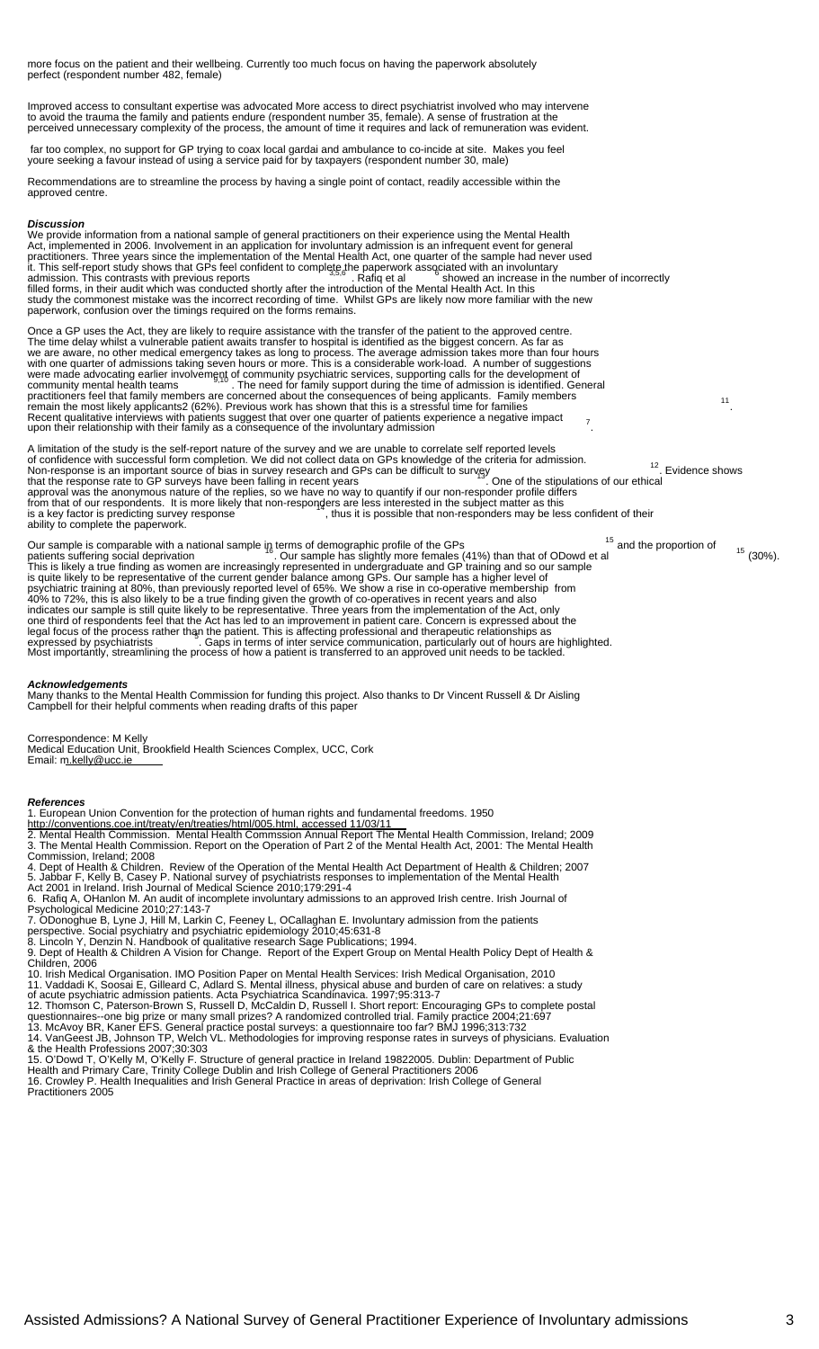more focus on the patient and their wellbeing. Currently too much focus on having the paperwork absolutely perfect (respondent number 482, female)

Improved access to consultant expertise was advocated More access to direct psychiatrist involved who may intervene to avoid the trauma the family and patients endure (respondent number 35, female). A sense of frustration at the perceived unnecessary complexity of the process, the amount of time it requires and lack of remuneration was evident.

far too complex, no support for GP trying to coax local gardai and ambulance to co-incide at site. Makes you feel youre seeking a favour instead of using a service paid for by taxpayers (respondent number 30, male)

Recommendations are to streamline the process by having a single point of contact, readily accessible within the approved centre.

***Discussion***

We provide information from a national sample of general practitioners on their experience using the Mental Health Act, implemented in 2006. Involvement in an application for involuntary admission is an infrequent event for general practitioners. Three years since the implementation of the Mental Health Act, one quarter of the sample had never used it. This self-report study shows that GPs feel confident to complete the paperwork associated with an involuntary admission. This contrasts with previous reports[3,5,6]. Rafiq et al[6] showed an increase in the number of incorrectly filled forms, in their audit which was conducted shortly after the introduction of the Mental Health Act. In this study the commonest mistake was the incorrect recording of time. Whilst GPs are likely now more familiar with the new paperwork, confusion over the timings required on the forms remains.

Once a GP uses the Act, they are likely to require assistance with the transfer of the patient to the approved centre. The time delay whilst a vulnerable patient awaits transfer to hospital is identified as the biggest concern. As far as we are aware, no other medical emergency takes as long to process. The average admission takes more than four hours with one quarter of admissions taking seven hours or more. This is a considerable work-load. A number of suggestions were made advocating earlier involvement of community psychiatric services, supporting calls for the development of community mental health teams[9,10]. The need for family support during the time of admission is identified. General practitioners feel that family members are concerned about the consequences of being applicants. Family members remain the most likely applicants2 (62%). Previous work has shown that this is a stressful time for families[11]. Recent qualitative interviews with patients suggest that over one quarter of patients experience a negative impact upon their relationship with their family as a consequence of the involuntary admission[7].

A limitation of the study is the self-report nature of the survey and we are unable to correlate self reported levels of confidence with successful form completion. We did not collect data on GPs knowledge of the criteria for admission. Non-response is an important source of bias in survey research and GPs can be difficult to survey[12]. Evidence shows that the response rate to GP surveys have been falling in recent years[13]. One of the stipulations of our ethical approval was the anonymous nature of the replies, so we have no way to quantify if our non-responder profile differs from that of our respondents. It is more likely that non-responders are less interested in the subject matter as this is a key factor is predicting survey response[14], thus it is possible that non-responders may be less confident of their ability to complete the paperwork.

Our sample is comparable with a national sample in terms of demographic profile of the GPs[15] and the proportion of patients suffering social deprivation[16]. Our sample has slightly more females (41%) than that of ODowd et al[15] (30%). This is likely a true finding as women are increasingly represented in undergraduate and GP training and so our sample is quite likely to be representative of the current gender balance among GPs. Our sample has a higher level of psychiatric training at 80%, than previously reported level of 65%. We show a rise in co-operative membership from 40% to 72%, this is also likely to be a true finding given the growth of co-operatives in recent years and also indicates our sample is still quite likely to be representative. Three years from the implementation of the Act, only one third of respondents feel that the Act has led to an improvement in patient care. Concern is expressed about the legal focus of the process rather than the patient. This is affecting professional and therapeutic relationships as expressed by psychiatrists[5]. Gaps in terms of inter service communication, particularly out of hours are highlighted. Most importantly, streamlining the process of how a patient is transferred to an approved unit needs to be tackled.

***Acknowledgements***

Many thanks to the Mental Health Commission for funding this project. Also thanks to Dr Vincent Russell & Dr Aisling Campbell for their helpful comments when reading drafts of this paper

Correspondence: M Kelly
Medical Education Unit, Brookfield Health Sciences Complex, UCC, Cork
Email: m.kelly@ucc.ie

***References***

1. European Union Convention for the protection of human rights and fundamental freedoms. 1950 http://conventions.coe.int/treaty/en/treaties/html/005.html, accessed 11/03/11
2. Mental Health Commission. Mental Health Commssion Annual Report The Mental Health Commission, Ireland; 2009
3. The Mental Health Commission. Report on the Operation of Part 2 of the Mental Health Act, 2001: The Mental Health Commission, Ireland; 2008
4. Dept of Health & Children. Review of the Operation of the Mental Health Act Department of Health & Children; 2007
5. Jabbar F, Kelly B, Casey P. National survey of psychiatrists responses to implementation of the Mental Health Act 2001 in Ireland. Irish Journal of Medical Science 2010;179:291-4
6. Rafiq A, OHanlon M. An audit of incomplete involuntary admissions to an approved Irish centre. Irish Journal of Psychological Medicine 2010;27:143-7
7. ODonoghue B, Lyne J, Hill M, Larkin C, Feeney L, OCallaghan E. Involuntary admission from the patients perspective. Social psychiatry and psychiatric epidemiology 2010;45:631-8
8. Lincoln Y, Denzin N. Handbook of qualitative research Sage Publications; 1994.
9. Dept of Health & Children A Vision for Change. Report of the Expert Group on Mental Health Policy Dept of Health & Children, 2006
10. Irish Medical Organisation. IMO Position Paper on Mental Health Services: Irish Medical Organisation, 2010
11. Vaddadi K, Soosai E, Gilleard C, Adlard S. Mental illness, physical abuse and burden of care on relatives: a study of acute psychiatric admission patients. Acta Psychiatrica Scandinavica. 1997;95:313-7
12. Thomson C, Paterson-Brown S, Russell D, McCaldin D, Russell I. Short report: Encouraging GPs to complete postal questionnaires--one big prize or many small prizes? A randomized controlled trial. Family practice 2004;21:697
13. McAvoy BR, Kaner EFS. General practice postal surveys: a questionnaire too far? BMJ 1996;313:732
14. VanGeest JB, Johnson TP, Welch VL. Methodologies for improving response rates in surveys of physicians. Evaluation & the Health Professions 2007;30:303
15. O'Dowd T, O'Kelly M, O'Kelly F. Structure of general practice in Ireland 19822005. Dublin: Department of Public Health and Primary Care, Trinity College Dublin and Irish College of General Practitioners 2006
16. Crowley P. Health Inequalities and Irish General Practice in areas of deprivation: Irish College of General Practitioners 2005